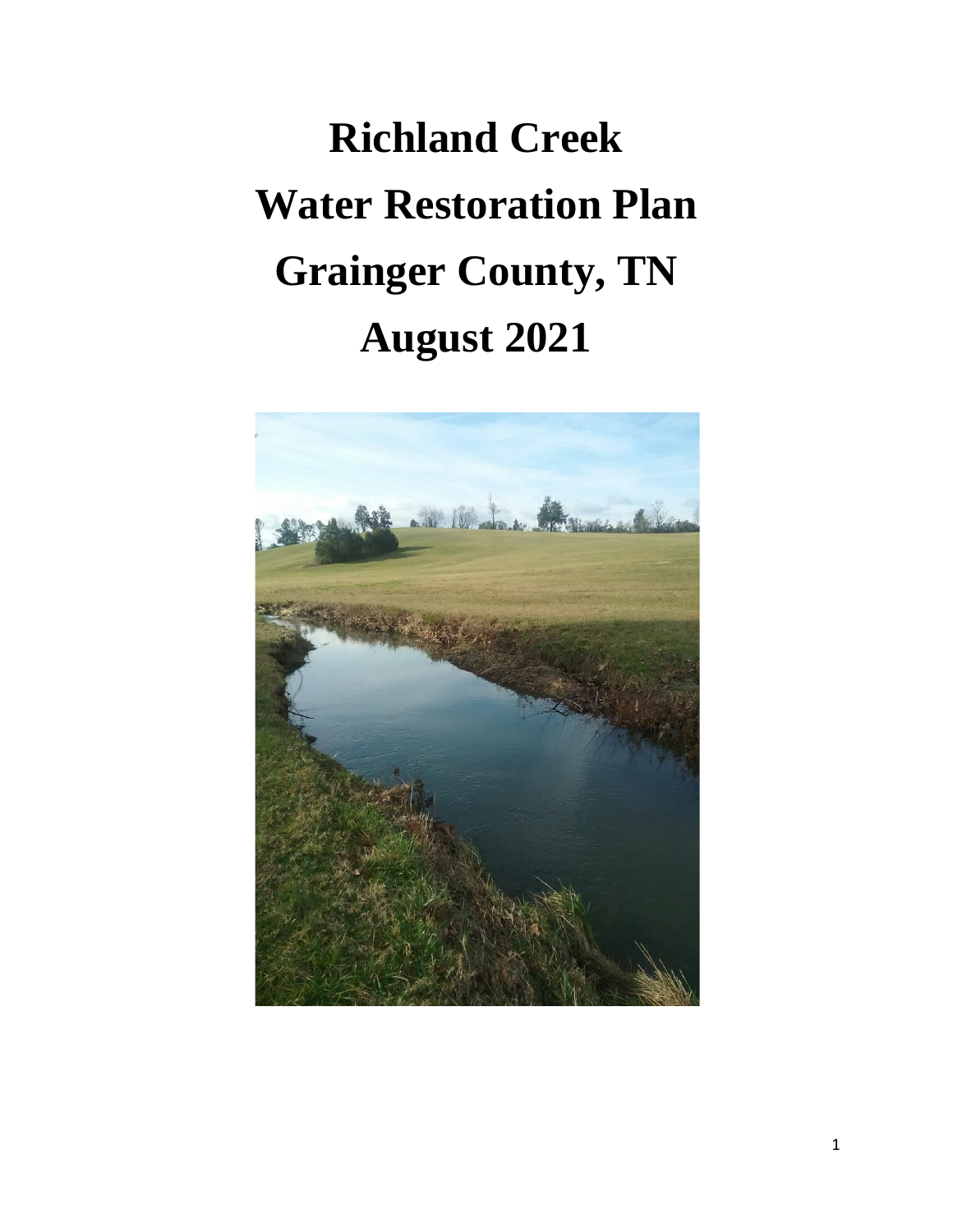# Richland Creek
# Water Restoration Plan
# Grainger County, TN
# August 2021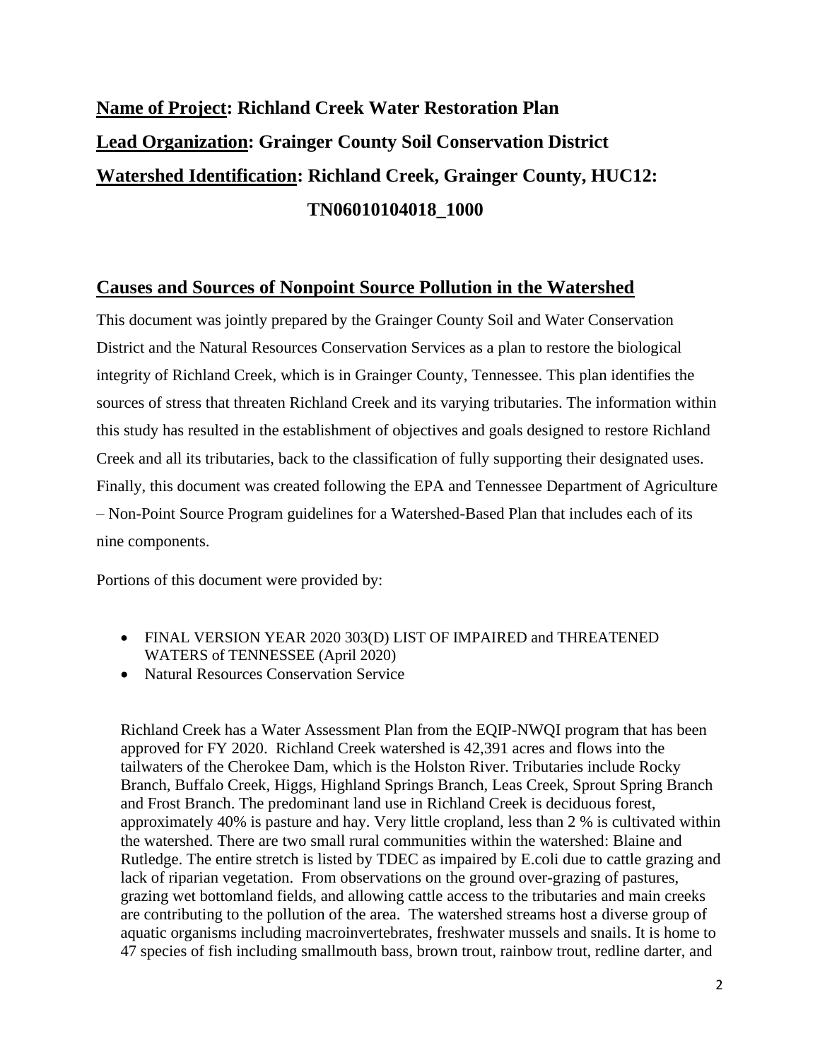**Name of Project: Richland Creek Water Restoration Plan**

**Lead Organization: Grainger County Soil Conservation District**

**Watershed Identification: Richland Creek, Grainger County, HUC12: TN06010104018_1000**

## Causes and Sources of Nonpoint Source Pollution in the Watershed

This document was jointly prepared by the Grainger County Soil and Water Conservation District and the Natural Resources Conservation Services as a plan to restore the biological integrity of Richland Creek, which is in Grainger County, Tennessee. This plan identifies the sources of stress that threaten Richland Creek and its varying tributaries. The information within this study has resulted in the establishment of objectives and goals designed to restore Richland Creek and all its tributaries, back to the classification of fully supporting their designated uses. Finally, this document was created following the EPA and Tennessee Department of Agriculture – Non-Point Source Program guidelines for a Watershed-Based Plan that includes each of its nine components.

Portions of this document were provided by:

- FINAL VERSION YEAR 2020 303(D) LIST OF IMPAIRED and THREATENED WATERS of TENNESSEE (April 2020)
- Natural Resources Conservation Service

Richland Creek has a Water Assessment Plan from the EQIP-NWQI program that has been approved for FY 2020. Richland Creek watershed is 42,391 acres and flows into the tailwaters of the Cherokee Dam, which is the Holston River. Tributaries include Rocky Branch, Buffalo Creek, Higgs, Highland Springs Branch, Leas Creek, Sprout Spring Branch and Frost Branch. The predominant land use in Richland Creek is deciduous forest, approximately 40% is pasture and hay. Very little cropland, less than 2 % is cultivated within the watershed. There are two small rural communities within the watershed: Blaine and Rutledge. The entire stretch is listed by TDEC as impaired by E.coli due to cattle grazing and lack of riparian vegetation. From observations on the ground over-grazing of pastures, grazing wet bottomland fields, and allowing cattle access to the tributaries and main creeks are contributing to the pollution of the area. The watershed streams host a diverse group of aquatic organisms including macroinvertebrates, freshwater mussels and snails. It is home to 47 species of fish including smallmouth bass, brown trout, rainbow trout, redline darter, and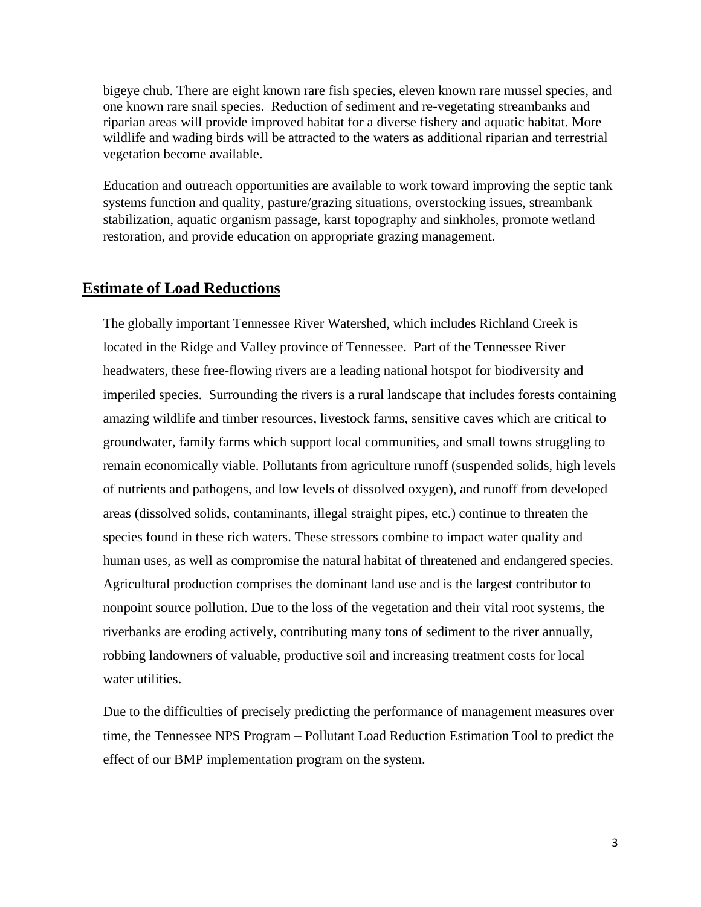bigeye chub. There are eight known rare fish species, eleven known rare mussel species, and one known rare snail species.  Reduction of sediment and re-vegetating streambanks and riparian areas will provide improved habitat for a diverse fishery and aquatic habitat. More wildlife and wading birds will be attracted to the waters as additional riparian and terrestrial vegetation become available.

Education and outreach opportunities are available to work toward improving the septic tank systems function and quality, pasture/grazing situations, overstocking issues, streambank stabilization, aquatic organism passage, karst topography and sinkholes, promote wetland restoration, and provide education on appropriate grazing management.

## Estimate of Load Reductions

The globally important Tennessee River Watershed, which includes Richland Creek is located in the Ridge and Valley province of Tennessee.  Part of the Tennessee River headwaters, these free-flowing rivers are a leading national hotspot for biodiversity and imperiled species.  Surrounding the rivers is a rural landscape that includes forests containing amazing wildlife and timber resources, livestock farms, sensitive caves which are critical to groundwater, family farms which support local communities, and small towns struggling to remain economically viable. Pollutants from agriculture runoff (suspended solids, high levels of nutrients and pathogens, and low levels of dissolved oxygen), and runoff from developed areas (dissolved solids, contaminants, illegal straight pipes, etc.) continue to threaten the species found in these rich waters. These stressors combine to impact water quality and human uses, as well as compromise the natural habitat of threatened and endangered species. Agricultural production comprises the dominant land use and is the largest contributor to nonpoint source pollution. Due to the loss of the vegetation and their vital root systems, the riverbanks are eroding actively, contributing many tons of sediment to the river annually, robbing landowners of valuable, productive soil and increasing treatment costs for local water utilities.

Due to the difficulties of precisely predicting the performance of management measures over time, the Tennessee NPS Program – Pollutant Load Reduction Estimation Tool to predict the effect of our BMP implementation program on the system.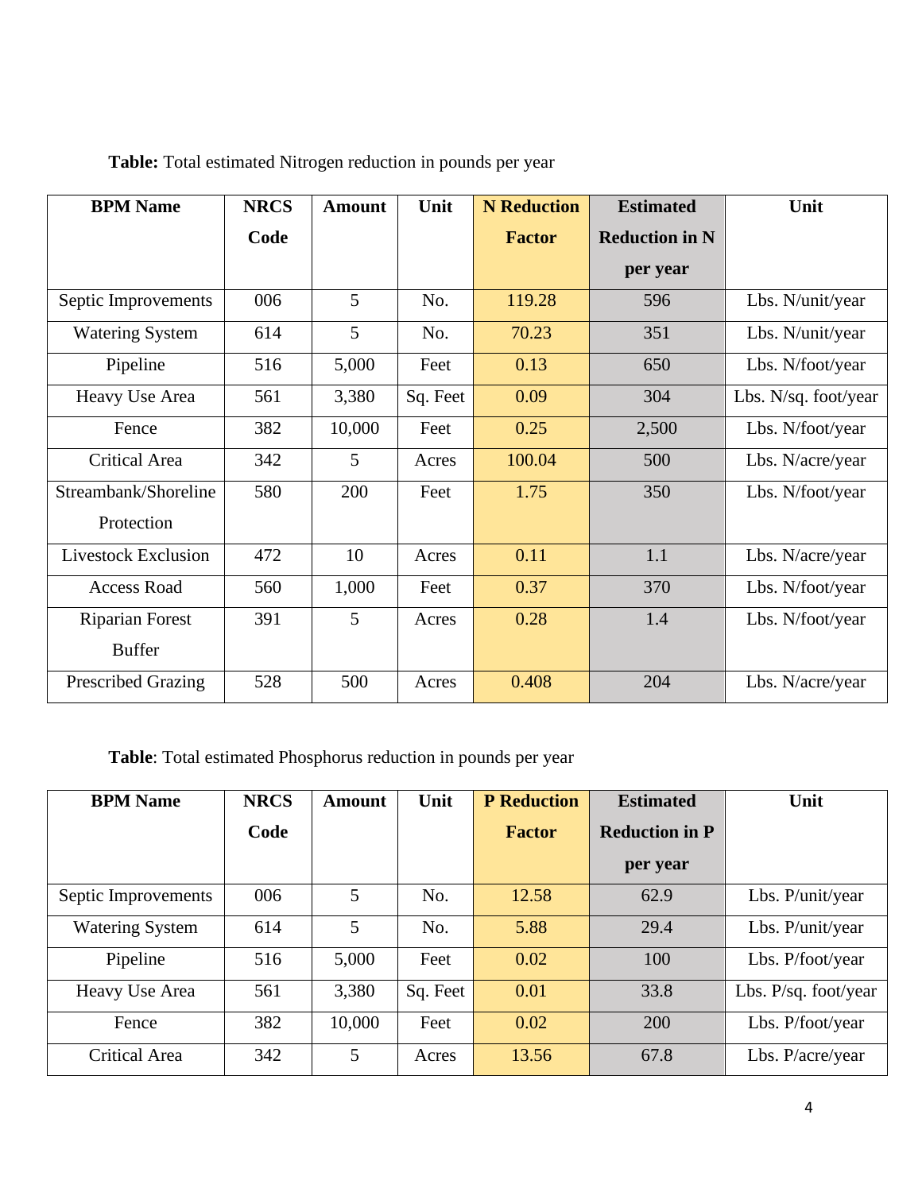**Table:** Total estimated Nitrogen reduction in pounds per year

| BPM Name | NRCS Code | Amount | Unit | N Reduction Factor | Estimated Reduction in N per year | Unit |
|---|---|---|---|---|---|---|
| Septic Improvements | 006 | 5 | No. | 119.28 | 596 | Lbs. N/unit/year |
| Watering System | 614 | 5 | No. | 70.23 | 351 | Lbs. N/unit/year |
| Pipeline | 516 | 5,000 | Feet | 0.13 | 650 | Lbs. N/foot/year |
| Heavy Use Area | 561 | 3,380 | Sq. Feet | 0.09 | 304 | Lbs. N/sq. foot/year |
| Fence | 382 | 10,000 | Feet | 0.25 | 2,500 | Lbs. N/foot/year |
| Critical Area | 342 | 5 | Acres | 100.04 | 500 | Lbs. N/acre/year |
| Streambank/Shoreline Protection | 580 | 200 | Feet | 1.75 | 350 | Lbs. N/foot/year |
| Livestock Exclusion | 472 | 10 | Acres | 0.11 | 1.1 | Lbs. N/acre/year |
| Access Road | 560 | 1,000 | Feet | 0.37 | 370 | Lbs. N/foot/year |
| Riparian Forest Buffer | 391 | 5 | Acres | 0.28 | 1.4 | Lbs. N/foot/year |
| Prescribed Grazing | 528 | 500 | Acres | 0.408 | 204 | Lbs. N/acre/year |

**Table**: Total estimated Phosphorus reduction in pounds per year

| BPM Name | NRCS Code | Amount | Unit | P Reduction Factor | Estimated Reduction in P per year | Unit |
|---|---|---|---|---|---|---|
| Septic Improvements | 006 | 5 | No. | 12.58 | 62.9 | Lbs. P/unit/year |
| Watering System | 614 | 5 | No. | 5.88 | 29.4 | Lbs. P/unit/year |
| Pipeline | 516 | 5,000 | Feet | 0.02 | 100 | Lbs. P/foot/year |
| Heavy Use Area | 561 | 3,380 | Sq. Feet | 0.01 | 33.8 | Lbs. P/sq. foot/year |
| Fence | 382 | 10,000 | Feet | 0.02 | 200 | Lbs. P/foot/year |
| Critical Area | 342 | 5 | Acres | 13.56 | 67.8 | Lbs. P/acre/year |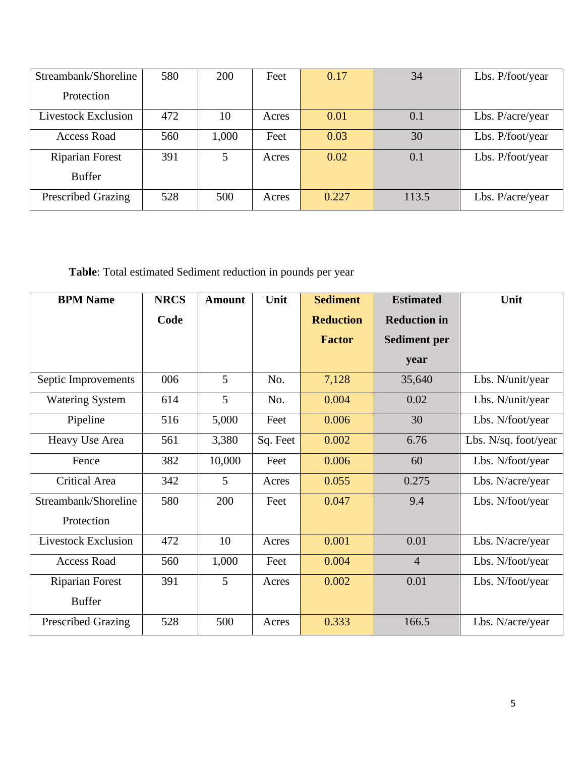| Streambank/Shoreline Protection | 580 | 200 | Feet | 0.17 | 34 | Lbs. P/foot/year |
|---|---|---|---|---|---|---|
| Livestock Exclusion | 472 | 10 | Acres | 0.01 | 0.1 | Lbs. P/acre/year |
| Access Road | 560 | 1,000 | Feet | 0.03 | 30 | Lbs. P/foot/year |
| Riparian Forest Buffer | 391 | 5 | Acres | 0.02 | 0.1 | Lbs. P/foot/year |
| Prescribed Grazing | 528 | 500 | Acres | 0.227 | 113.5 | Lbs. P/acre/year |

**Table**: Total estimated Sediment reduction in pounds per year

| BPM Name | NRCS Code | Amount | Unit | Sediment Reduction Factor | Estimated Reduction in Sediment per year | Unit |
|---|---|---|---|---|---|---|
| Septic Improvements | 006 | 5 | No. | 7,128 | 35,640 | Lbs. N/unit/year |
| Watering System | 614 | 5 | No. | 0.004 | 0.02 | Lbs. N/unit/year |
| Pipeline | 516 | 5,000 | Feet | 0.006 | 30 | Lbs. N/foot/year |
| Heavy Use Area | 561 | 3,380 | Sq. Feet | 0.002 | 6.76 | Lbs. N/sq. foot/year |
| Fence | 382 | 10,000 | Feet | 0.006 | 60 | Lbs. N/foot/year |
| Critical Area | 342 | 5 | Acres | 0.055 | 0.275 | Lbs. N/acre/year |
| Streambank/Shoreline Protection | 580 | 200 | Feet | 0.047 | 9.4 | Lbs. N/foot/year |
| Livestock Exclusion | 472 | 10 | Acres | 0.001 | 0.01 | Lbs. N/acre/year |
| Access Road | 560 | 1,000 | Feet | 0.004 | 4 | Lbs. N/foot/year |
| Riparian Forest Buffer | 391 | 5 | Acres | 0.002 | 0.01 | Lbs. N/foot/year |
| Prescribed Grazing | 528 | 500 | Acres | 0.333 | 166.5 | Lbs. N/acre/year |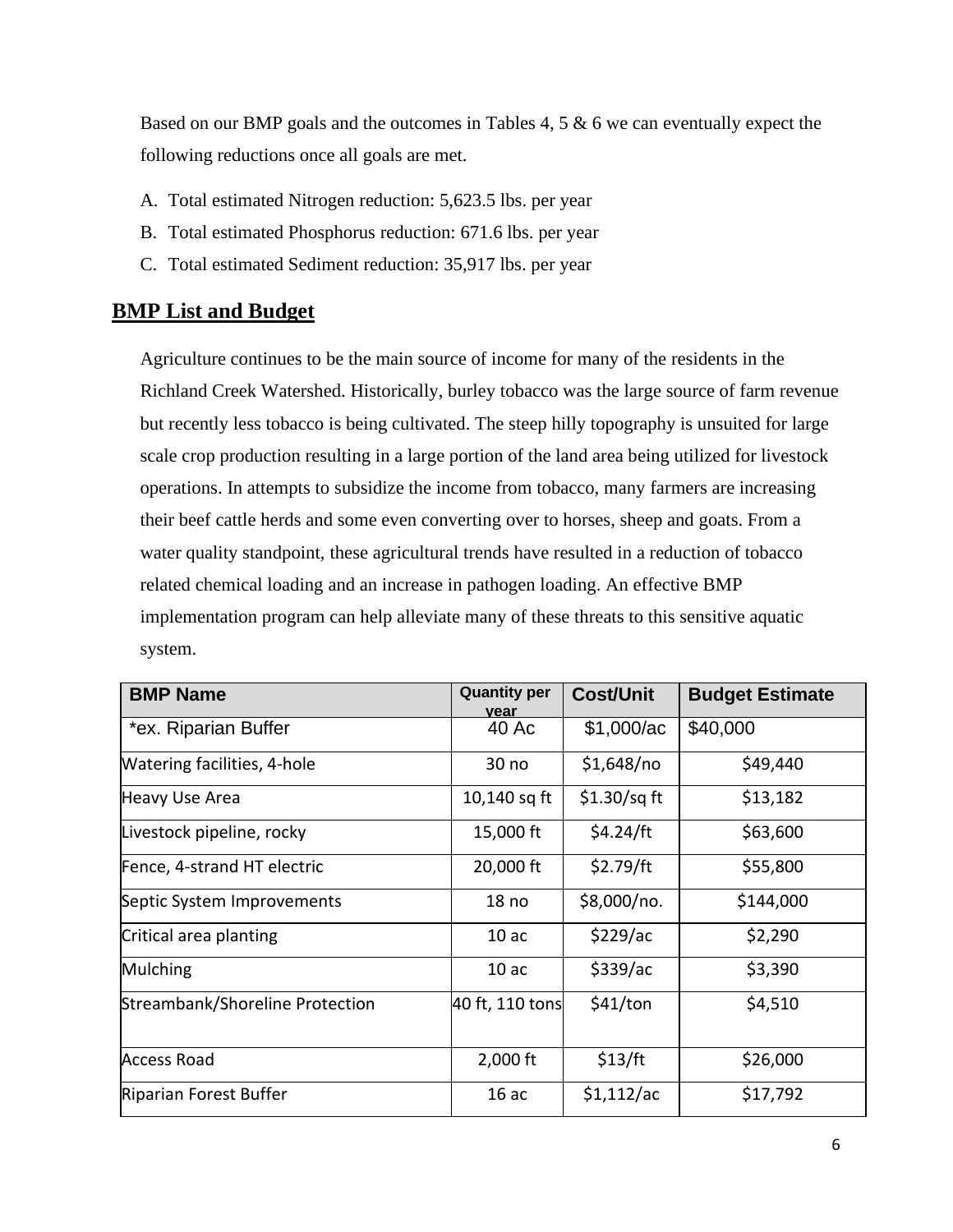Based on our BMP goals and the outcomes in Tables 4, 5 & 6 we can eventually expect the following reductions once all goals are met.

A. Total estimated Nitrogen reduction: 5,623.5 lbs. per year
B. Total estimated Phosphorus reduction: 671.6 lbs. per year
C. Total estimated Sediment reduction: 35,917 lbs. per year

## BMP List and Budget

Agriculture continues to be the main source of income for many of the residents in the Richland Creek Watershed. Historically, burley tobacco was the large source of farm revenue but recently less tobacco is being cultivated. The steep hilly topography is unsuited for large scale crop production resulting in a large portion of the land area being utilized for livestock operations. In attempts to subsidize the income from tobacco, many farmers are increasing their beef cattle herds and some even converting over to horses, sheep and goats. From a water quality standpoint, these agricultural trends have resulted in a reduction of tobacco related chemical loading and an increase in pathogen loading. An effective BMP implementation program can help alleviate many of these threats to this sensitive aquatic system.

| BMP Name | Quantity per year | Cost/Unit | Budget Estimate |
|---|---|---|---|
| *ex. Riparian Buffer | 40 Ac | $1,000/ac | $40,000 |
| Watering facilities, 4-hole | 30 no | $1,648/no | $49,440 |
| Heavy Use Area | 10,140 sq ft | $1.30/sq ft | $13,182 |
| Livestock pipeline, rocky | 15,000 ft | $4.24/ft | $63,600 |
| Fence, 4-strand HT electric | 20,000 ft | $2.79/ft | $55,800 |
| Septic System Improvements | 18 no | $8,000/no. | $144,000 |
| Critical area planting | 10 ac | $229/ac | $2,290 |
| Mulching | 10 ac | $339/ac | $3,390 |
| Streambank/Shoreline Protection | 40 ft, 110 tons | $41/ton | $4,510 |
| Access Road | 2,000 ft | $13/ft | $26,000 |
| Riparian Forest Buffer | 16 ac | $1,112/ac | $17,792 |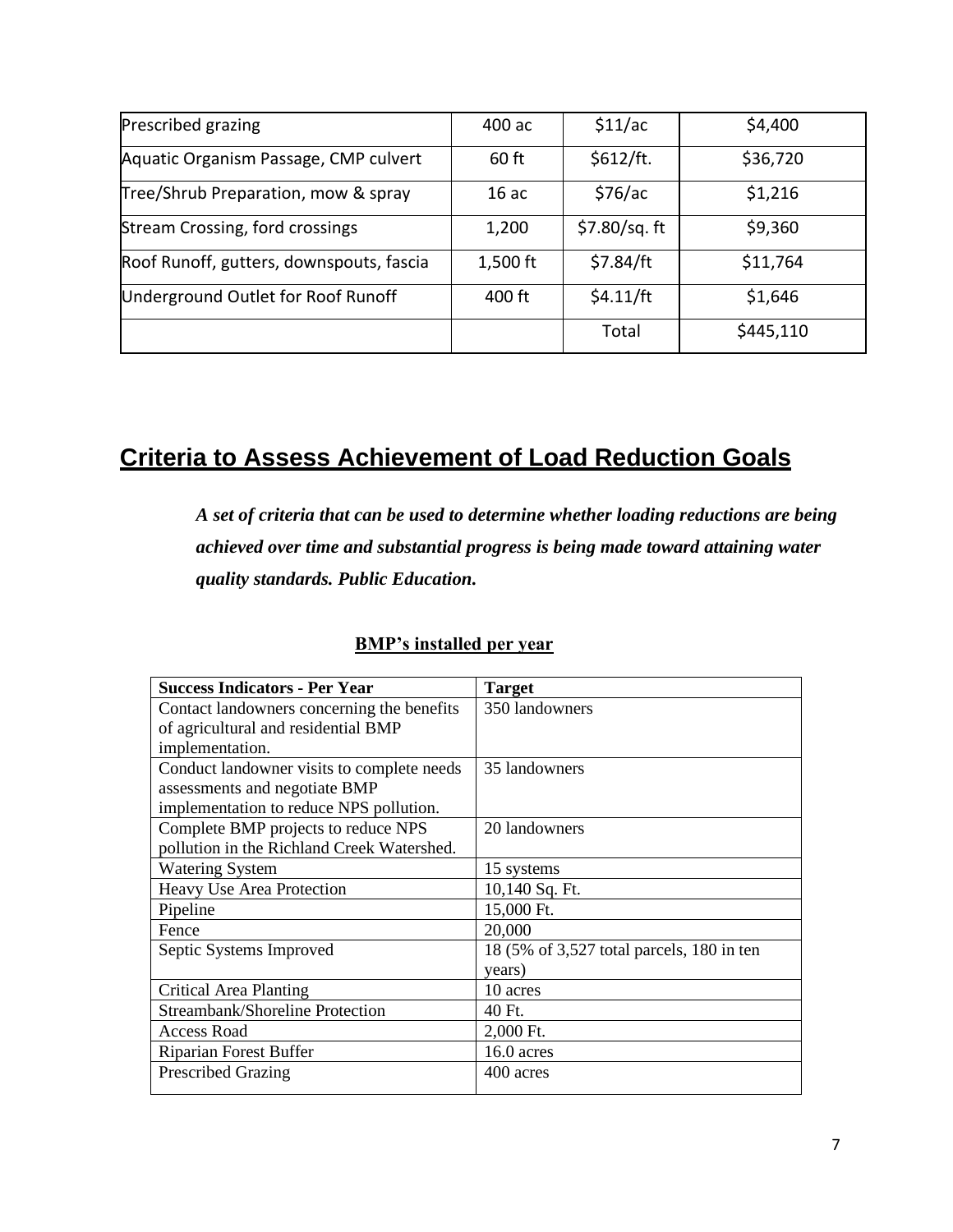| Prescribed grazing | 400 ac | $11/ac | $4,400 |
|---|---|---|---|
| Aquatic Organism Passage, CMP culvert | 60 ft | $612/ft. | $36,720 |
| Tree/Shrub Preparation, mow & spray | 16 ac | $76/ac | $1,216 |
| Stream Crossing, ford crossings | 1,200 | $7.80/sq. ft | $9,360 |
| Roof Runoff, gutters, downspouts, fascia | 1,500 ft | $7.84/ft | $11,764 |
| Underground Outlet for Roof Runoff | 400 ft | $4.11/ft | $1,646 |
| | | Total | $445,110 |

## Criteria to Assess Achievement of Load Reduction Goals

***A set of criteria that can be used to determine whether loading reductions are being achieved over time and substantial progress is being made toward attaining water quality standards. Public Education.***

**BMP's installed per year**

| Success Indicators - Per Year | Target |
|---|---|
| Contact landowners concerning the benefits of agricultural and residential BMP implementation. | 350 landowners |
| Conduct landowner visits to complete needs assessments and negotiate BMP implementation to reduce NPS pollution. | 35 landowners |
| Complete BMP projects to reduce NPS pollution in the Richland Creek Watershed. | 20 landowners |
| Watering System | 15 systems |
| Heavy Use Area Protection | 10,140 Sq. Ft. |
| Pipeline | 15,000 Ft. |
| Fence | 20,000 |
| Septic Systems Improved | 18 (5% of 3,527 total parcels, 180 in ten years) |
| Critical Area Planting | 10 acres |
| Streambank/Shoreline Protection | 40 Ft. |
| Access Road | 2,000 Ft. |
| Riparian Forest Buffer | 16.0 acres |
| Prescribed Grazing | 400 acres |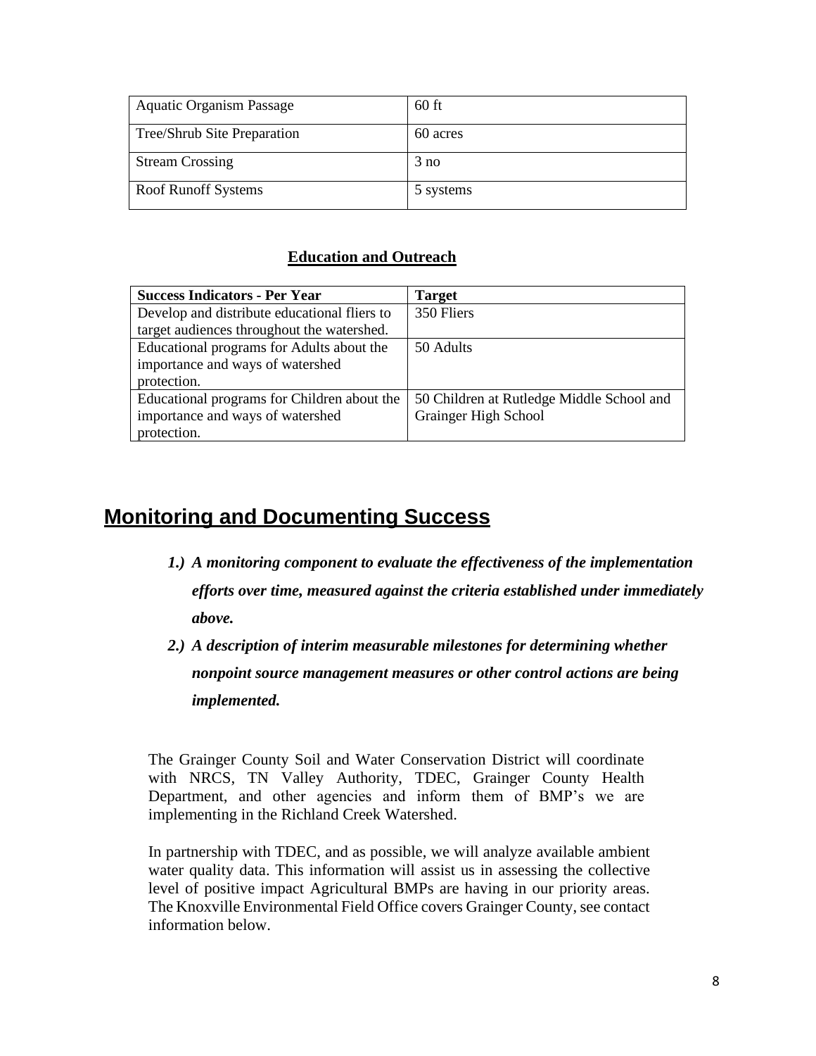| Aquatic Organism Passage | 60 ft |
|---|---|
| Tree/Shrub Site Preparation | 60 acres |
| Stream Crossing | 3 no |
| Roof Runoff Systems | 5 systems |

### Education and Outreach

| Success Indicators - Per Year | Target |
|---|---|
| Develop and distribute educational fliers to target audiences throughout the watershed. | 350 Fliers |
| Educational programs for Adults about the importance and ways of watershed protection. | 50 Adults |
| Educational programs for Children about the importance and ways of watershed protection. | 50 Children at Rutledge Middle School and Grainger High School |

## Monitoring and Documenting Success

1.) ***A monitoring component to evaluate the effectiveness of the implementation efforts over time, measured against the criteria established under immediately above.***

2.) ***A description of interim measurable milestones for determining whether nonpoint source management measures or other control actions are being implemented.***

The Grainger County Soil and Water Conservation District will coordinate with NRCS, TN Valley Authority, TDEC, Grainger County Health Department, and other agencies and inform them of BMP's we are implementing in the Richland Creek Watershed.

In partnership with TDEC, and as possible, we will analyze available ambient water quality data. This information will assist us in assessing the collective level of positive impact Agricultural BMPs are having in our priority areas. The Knoxville Environmental Field Office covers Grainger County, see contact information below.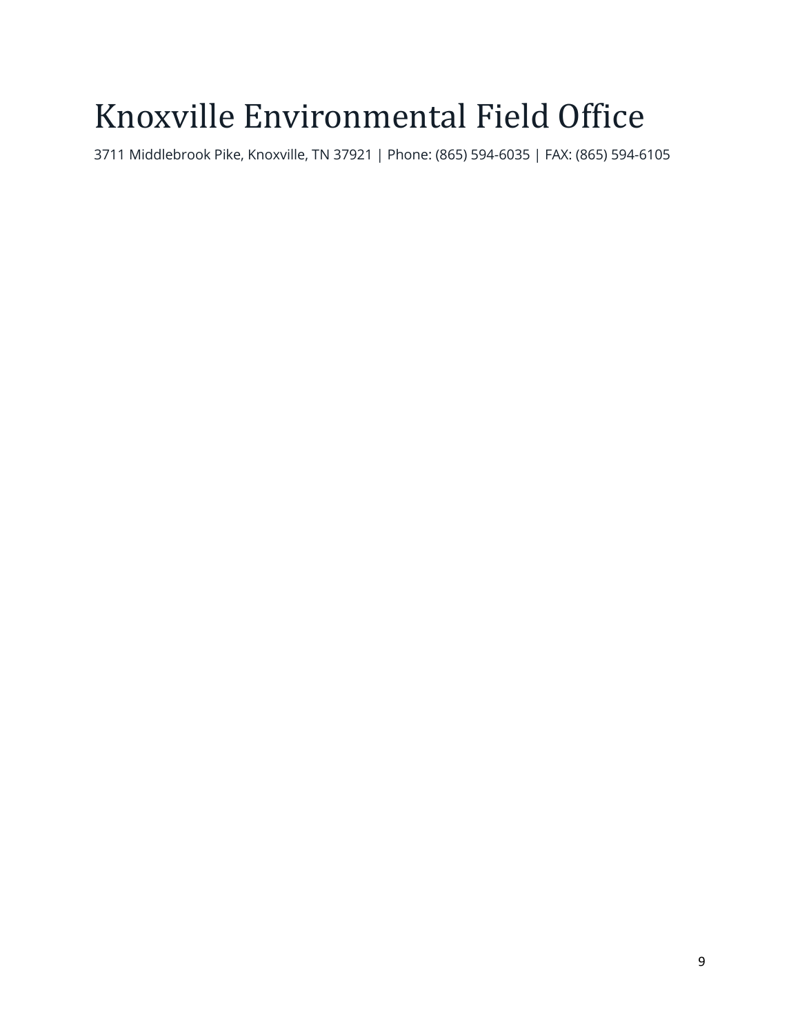# Knoxville Environmental Field Office

3711 Middlebrook Pike, Knoxville, TN 37921 | Phone: (865) 594-6035 | FAX: (865) 594-6105